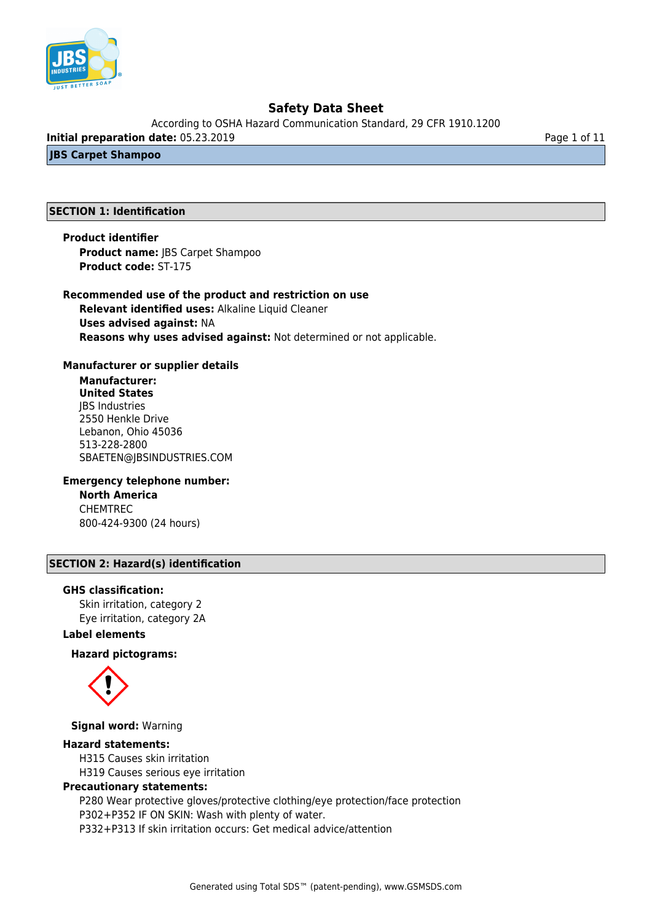# Safety Data Sheet

According to OSHA Hazard Communication Standard, 29 CFR 1910.1200

**Initial preparation date:** 05.23.2019

## JBS Carpet Shampoo

## SECTION 1: Identification

### Product identifier

**Product name:** JBS Carpet Shampoo
**Product code:** ST-175

### Recommended use of the product and restriction on use

**Relevant identified uses:** Alkaline Liquid Cleaner
**Uses advised against:** NA
**Reasons why uses advised against:** Not determined or not applicable.

### Manufacturer or supplier details

**Manufacturer:**
**United States**
JBS Industries
2550 Henkle Drive
Lebanon, Ohio 45036
513-228-2800
SBAETEN@JBSINDUSTRIES.COM

### Emergency telephone number:

**North America**
CHEMTREC
800-424-9300 (24 hours)

## SECTION 2: Hazard(s) identification

### GHS classification:

Skin irritation, category 2
Eye irritation, category 2A

### Label elements

**Hazard pictograms:**

**Signal word:** Warning

**Hazard statements:**

H315 Causes skin irritation
H319 Causes serious eye irritation

**Precautionary statements:**

P280 Wear protective gloves/protective clothing/eye protection/face protection
P302+P352 IF ON SKIN: Wash with plenty of water.
P332+P313 If skin irritation occurs: Get medical advice/attention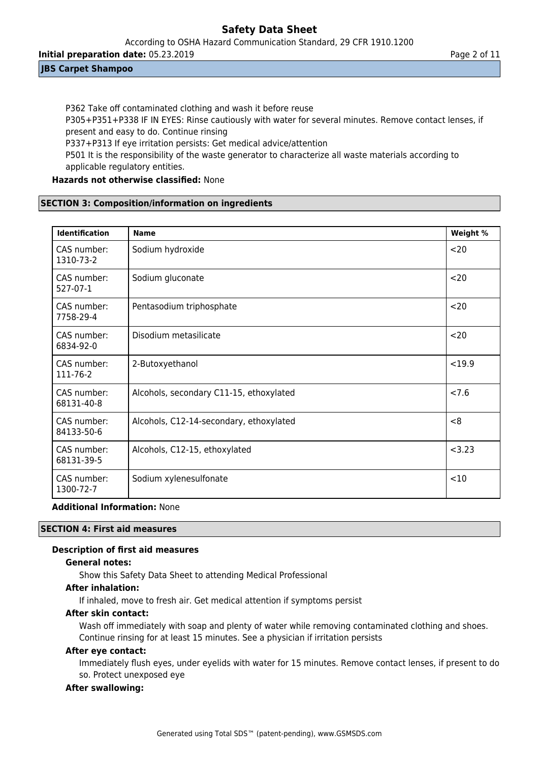P362 Take off contaminated clothing and wash it before reuse

P305+P351+P338 IF IN EYES: Rinse cautiously with water for several minutes. Remove contact lenses, if present and easy to do. Continue rinsing

P337+P313 If eye irritation persists: Get medical advice/attention

P501 It is the responsibility of the waste generator to characterize all waste materials according to applicable regulatory entities.

**Hazards not otherwise classified:** None

## SECTION 3: Composition/information on ingredients

| Identification | Name | Weight % |
|---|---|---|
| CAS number: 1310-73-2 | Sodium hydroxide | <20 |
| CAS number: 527-07-1 | Sodium gluconate | <20 |
| CAS number: 7758-29-4 | Pentasodium triphosphate | <20 |
| CAS number: 6834-92-0 | Disodium metasilicate | <20 |
| CAS number: 111-76-2 | 2-Butoxyethanol | <19.9 |
| CAS number: 68131-40-8 | Alcohols, secondary C11-15, ethoxylated | <7.6 |
| CAS number: 84133-50-6 | Alcohols, C12-14-secondary, ethoxylated | <8 |
| CAS number: 68131-39-5 | Alcohols, C12-15, ethoxylated | <3.23 |
| CAS number: 1300-72-7 | Sodium xylenesulfonate | <10 |

**Additional Information:** None

## SECTION 4: First aid measures

**Description of first aid measures**

**General notes:**

Show this Safety Data Sheet to attending Medical Professional

**After inhalation:**

If inhaled, move to fresh air. Get medical attention if symptoms persist

**After skin contact:**

Wash off immediately with soap and plenty of water while removing contaminated clothing and shoes. Continue rinsing for at least 15 minutes. See a physician if irritation persists

**After eye contact:**

Immediately flush eyes, under eyelids with water for 15 minutes. Remove contact lenses, if present to do so. Protect unexposed eye

**After swallowing:**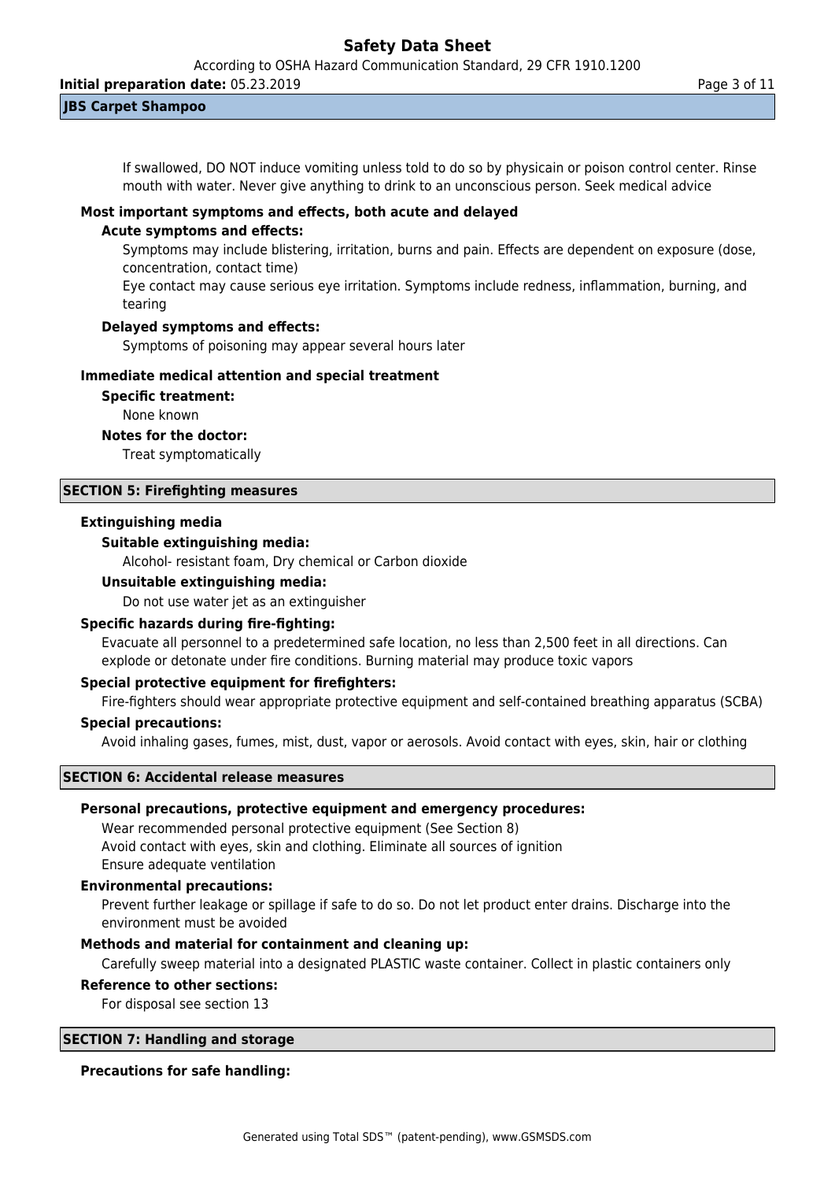If swallowed, DO NOT induce vomiting unless told to do so by physicain or poison control center. Rinse mouth with water. Never give anything to drink to an unconscious person. Seek medical advice

**Most important symptoms and effects, both acute and delayed**

**Acute symptoms and effects:**

Symptoms may include blistering, irritation, burns and pain. Effects are dependent on exposure (dose, concentration, contact time)

Eye contact may cause serious eye irritation. Symptoms include redness, inflammation, burning, and tearing

**Delayed symptoms and effects:**

Symptoms of poisoning may appear several hours later

**Immediate medical attention and special treatment**

**Specific treatment:**

None known

**Notes for the doctor:**

Treat symptomatically

## SECTION 5: Firefighting measures

**Extinguishing media**

**Suitable extinguishing media:**

Alcohol- resistant foam, Dry chemical or Carbon dioxide

**Unsuitable extinguishing media:**

Do not use water jet as an extinguisher

**Specific hazards during fire-fighting:**

Evacuate all personnel to a predetermined safe location, no less than 2,500 feet in all directions. Can explode or detonate under fire conditions. Burning material may produce toxic vapors

**Special protective equipment for firefighters:**

Fire-fighters should wear appropriate protective equipment and self-contained breathing apparatus (SCBA)

**Special precautions:**

Avoid inhaling gases, fumes, mist, dust, vapor or aerosols. Avoid contact with eyes, skin, hair or clothing

## SECTION 6: Accidental release measures

**Personal precautions, protective equipment and emergency procedures:**

Wear recommended personal protective equipment (See Section 8)
Avoid contact with eyes, skin and clothing. Eliminate all sources of ignition
Ensure adequate ventilation

**Environmental precautions:**

Prevent further leakage or spillage if safe to do so. Do not let product enter drains. Discharge into the environment must be avoided

**Methods and material for containment and cleaning up:**

Carefully sweep material into a designated PLASTIC waste container. Collect in plastic containers only

**Reference to other sections:**

For disposal see section 13

## SECTION 7: Handling and storage

**Precautions for safe handling:**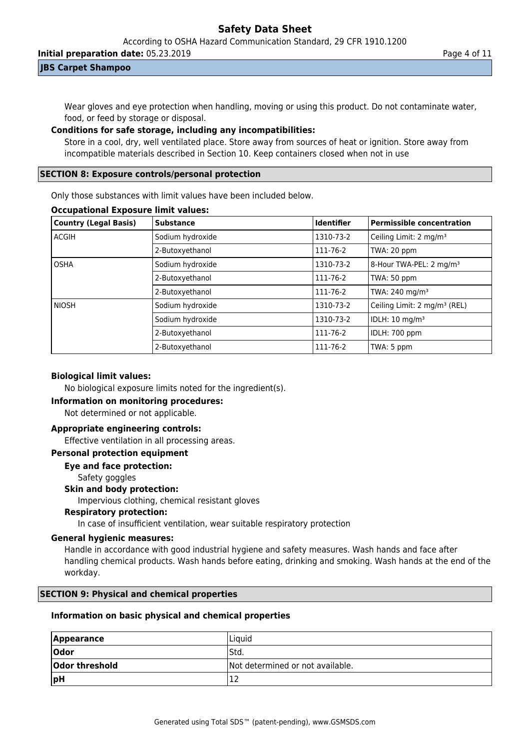Wear gloves and eye protection when handling, moving or using this product. Do not contaminate water, food, or feed by storage or disposal.

**Conditions for safe storage, including any incompatibilities:**

Store in a cool, dry, well ventilated place. Store away from sources of heat or ignition. Store away from incompatible materials described in Section 10. Keep containers closed when not in use

## SECTION 8: Exposure controls/personal protection

Only those substances with limit values have been included below.

**Occupational Exposure limit values:**

| Country (Legal Basis) | Substance | Identifier | Permissible concentration |
|---|---|---|---|
| ACGIH | Sodium hydroxide | 1310-73-2 | Ceiling Limit: 2 mg/m³ |
| | 2-Butoxyethanol | 111-76-2 | TWA: 20 ppm |
| OSHA | Sodium hydroxide | 1310-73-2 | 8-Hour TWA-PEL: 2 mg/m³ |
| | 2-Butoxyethanol | 111-76-2 | TWA: 50 ppm |
| | 2-Butoxyethanol | 111-76-2 | TWA: 240 mg/m³ |
| NIOSH | Sodium hydroxide | 1310-73-2 | Ceiling Limit: 2 mg/m³ (REL) |
| | Sodium hydroxide | 1310-73-2 | IDLH: 10 mg/m³ |
| | 2-Butoxyethanol | 111-76-2 | IDLH: 700 ppm |
| | 2-Butoxyethanol | 111-76-2 | TWA: 5 ppm |

**Biological limit values:**

No biological exposure limits noted for the ingredient(s).

**Information on monitoring procedures:**

Not determined or not applicable.

**Appropriate engineering controls:**

Effective ventilation in all processing areas.

**Personal protection equipment**

**Eye and face protection:**

Safety goggles

**Skin and body protection:**

Impervious clothing, chemical resistant gloves

**Respiratory protection:**

In case of insufficient ventilation, wear suitable respiratory protection

**General hygienic measures:**

Handle in accordance with good industrial hygiene and safety measures. Wash hands and face after handling chemical products. Wash hands before eating, drinking and smoking. Wash hands at the end of the workday.

## SECTION 9: Physical and chemical properties

**Information on basic physical and chemical properties**

| Property | Value |
|---|---|
| **Appearance** | Liquid |
| **Odor** | Std. |
| **Odor threshold** | Not determined or not available. |
| **pH** | 12 |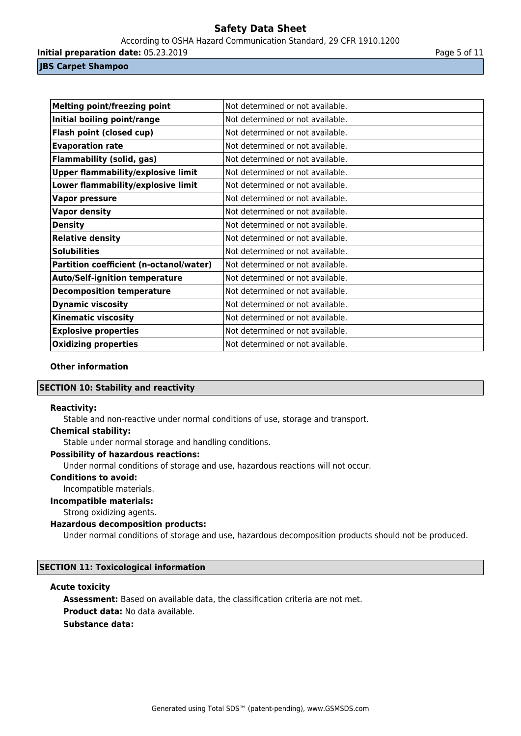| Melting point/freezing point | Not determined or not available. |
| --- | --- |
| Initial boiling point/range | Not determined or not available. |
| Flash point (closed cup) | Not determined or not available. |
| Evaporation rate | Not determined or not available. |
| Flammability (solid, gas) | Not determined or not available. |
| Upper flammability/explosive limit | Not determined or not available. |
| Lower flammability/explosive limit | Not determined or not available. |
| Vapor pressure | Not determined or not available. |
| Vapor density | Not determined or not available. |
| Density | Not determined or not available. |
| Relative density | Not determined or not available. |
| Solubilities | Not determined or not available. |
| Partition coefficient (n-octanol/water) | Not determined or not available. |
| Auto/Self-ignition temperature | Not determined or not available. |
| Decomposition temperature | Not determined or not available. |
| Dynamic viscosity | Not determined or not available. |
| Kinematic viscosity | Not determined or not available. |
| Explosive properties | Not determined or not available. |
| Oxidizing properties | Not determined or not available. |

**Other information**

## SECTION 10: Stability and reactivity

**Reactivity:**

Stable and non-reactive under normal conditions of use, storage and transport.

**Chemical stability:**

Stable under normal storage and handling conditions.

**Possibility of hazardous reactions:**

Under normal conditions of storage and use, hazardous reactions will not occur.

**Conditions to avoid:**

Incompatible materials.

**Incompatible materials:**

Strong oxidizing agents.

**Hazardous decomposition products:**

Under normal conditions of storage and use, hazardous decomposition products should not be produced.

## SECTION 11: Toxicological information

**Acute toxicity**

**Assessment:** Based on available data, the classification criteria are not met.

**Product data:** No data available.

**Substance data:**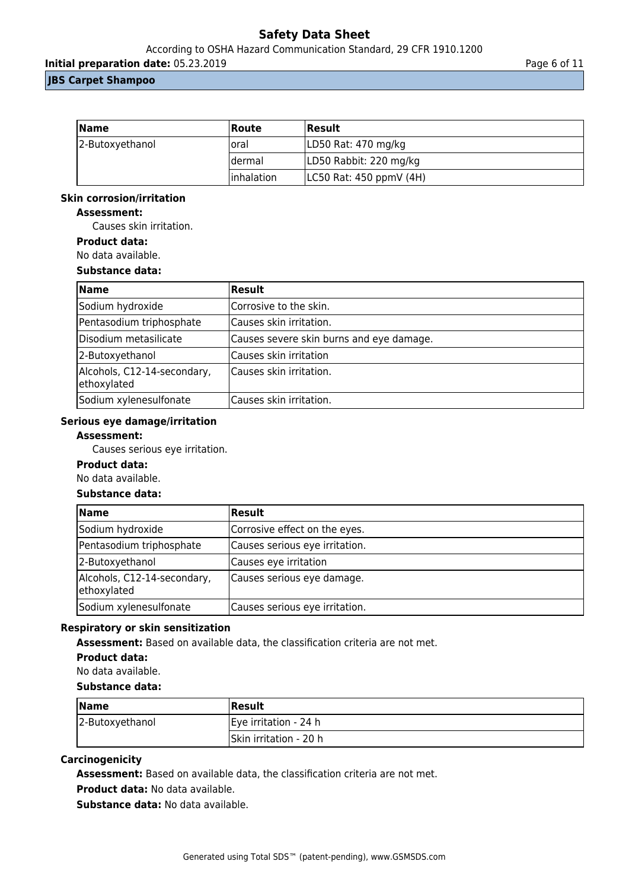| Name | Route | Result |
| --- | --- | --- |
| 2-Butoxyethanol | oral | LD50 Rat: 470 mg/kg |
| | dermal | LD50 Rabbit: 220 mg/kg |
| | inhalation | LC50 Rat: 450 ppmV (4H) |

### Skin corrosion/irritation

**Assessment:**

Causes skin irritation.

**Product data:**

No data available.

**Substance data:**

| Name | Result |
| --- | --- |
| Sodium hydroxide | Corrosive to the skin. |
| Pentasodium triphosphate | Causes skin irritation. |
| Disodium metasilicate | Causes severe skin burns and eye damage. |
| 2-Butoxyethanol | Causes skin irritation |
| Alcohols, C12-14-secondary, ethoxylated | Causes skin irritation. |
| Sodium xylenesulfonate | Causes skin irritation. |

### Serious eye damage/irritation

**Assessment:**

Causes serious eye irritation.

**Product data:**

No data available.

**Substance data:**

| Name | Result |
| --- | --- |
| Sodium hydroxide | Corrosive effect on the eyes. |
| Pentasodium triphosphate | Causes serious eye irritation. |
| 2-Butoxyethanol | Causes eye irritation |
| Alcohols, C12-14-secondary, ethoxylated | Causes serious eye damage. |
| Sodium xylenesulfonate | Causes serious eye irritation. |

### Respiratory or skin sensitization

**Assessment:** Based on available data, the classification criteria are not met.

**Product data:**

No data available.

**Substance data:**

| Name | Result |
| --- | --- |
| 2-Butoxyethanol | Eye irritation - 24 h |
| | Skin irritation - 20 h |

### Carcinogenicity

**Assessment:** Based on available data, the classification criteria are not met.

**Product data:** No data available.

**Substance data:** No data available.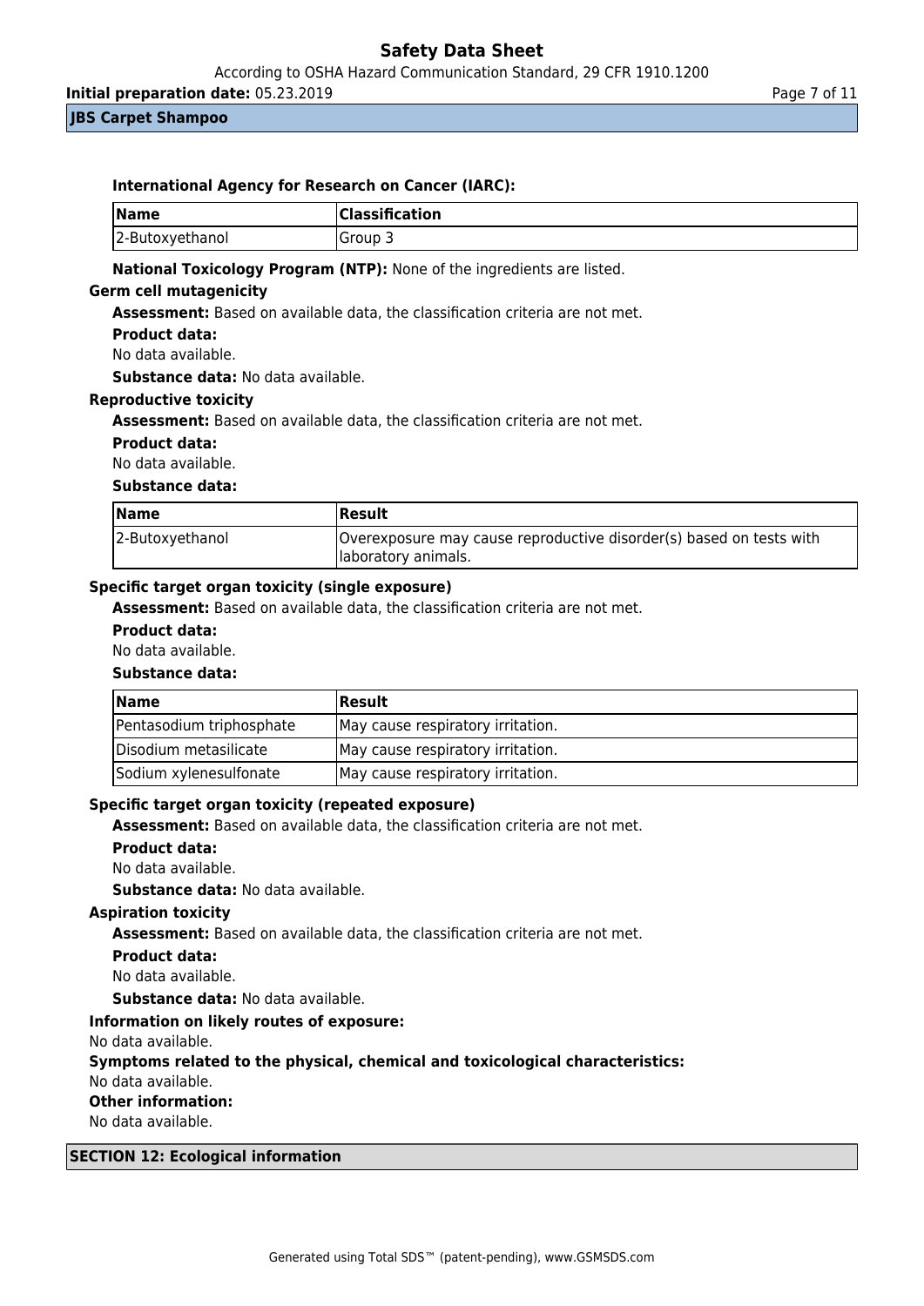**International Agency for Research on Cancer (IARC):**

| Name | Classification |
| --- | --- |
| 2-Butoxyethanol | Group 3 |

**National Toxicology Program (NTP):** None of the ingredients are listed.

**Germ cell mutagenicity**

**Assessment:** Based on available data, the classification criteria are not met.

**Product data:**

No data available.

**Substance data:** No data available.

**Reproductive toxicity**

**Assessment:** Based on available data, the classification criteria are not met.

**Product data:**

No data available.

**Substance data:**

| Name | Result |
| --- | --- |
| 2-Butoxyethanol | Overexposure may cause reproductive disorder(s) based on tests with laboratory animals. |

**Specific target organ toxicity (single exposure)**

**Assessment:** Based on available data, the classification criteria are not met.

**Product data:**

No data available.

**Substance data:**

| Name | Result |
| --- | --- |
| Pentasodium triphosphate | May cause respiratory irritation. |
| Disodium metasilicate | May cause respiratory irritation. |
| Sodium xylenesulfonate | May cause respiratory irritation. |

**Specific target organ toxicity (repeated exposure)**

**Assessment:** Based on available data, the classification criteria are not met.

**Product data:**

No data available.

**Substance data:** No data available.

**Aspiration toxicity**

**Assessment:** Based on available data, the classification criteria are not met.

**Product data:**

No data available.

**Substance data:** No data available.

**Information on likely routes of exposure:**

No data available.

**Symptoms related to the physical, chemical and toxicological characteristics:**

No data available.

**Other information:**

No data available.

## SECTION 12: Ecological information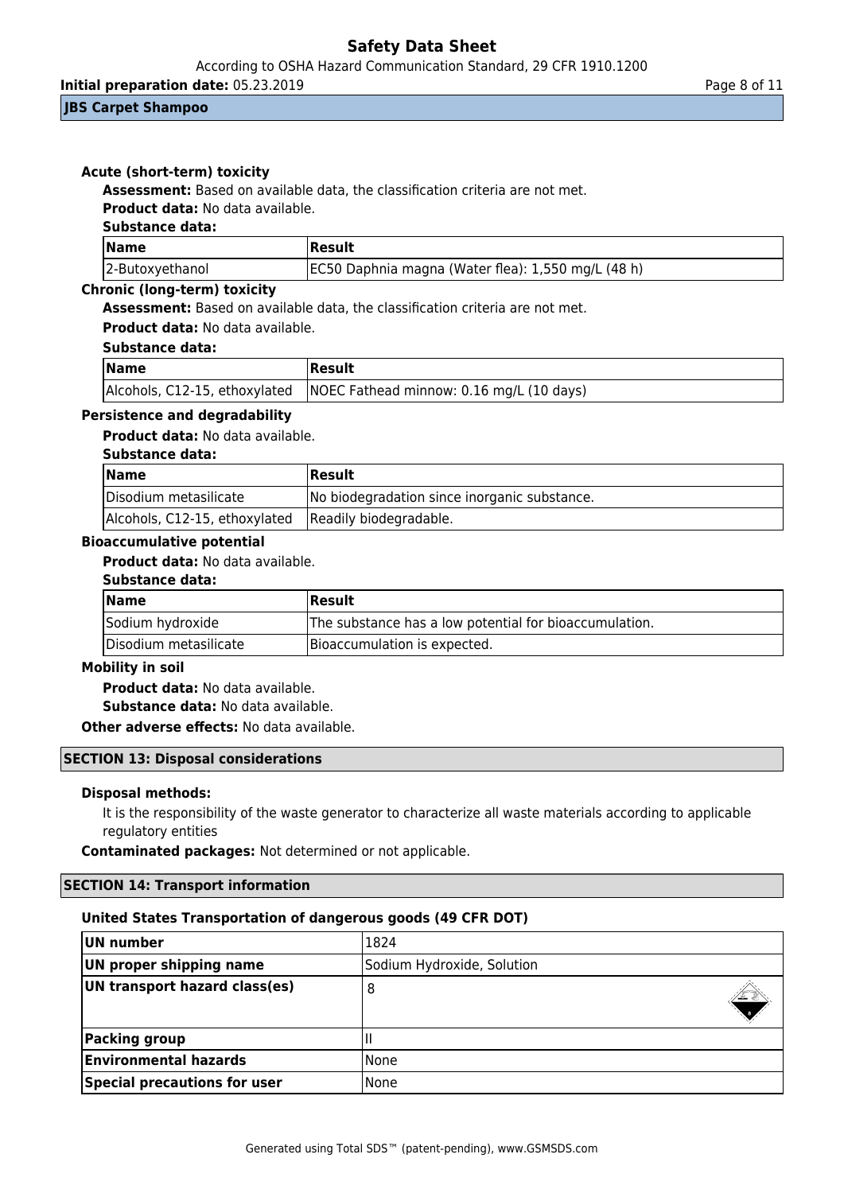### Acute (short-term) toxicity

**Assessment:** Based on available data, the classification criteria are not met.

**Product data:** No data available.

**Substance data:**

| Name | Result |
|---|---|
| 2-Butoxyethanol | EC50 Daphnia magna (Water flea): 1,550 mg/L (48 h) |

### Chronic (long-term) toxicity

**Assessment:** Based on available data, the classification criteria are not met.

**Product data:** No data available.

**Substance data:**

| Name | Result |
|---|---|
| Alcohols, C12-15, ethoxylated | NOEC Fathead minnow: 0.16 mg/L (10 days) |

### Persistence and degradability

**Product data:** No data available.

**Substance data:**

| Name | Result |
|---|---|
| Disodium metasilicate | No biodegradation since inorganic substance. |
| Alcohols, C12-15, ethoxylated | Readily biodegradable. |

### Bioaccumulative potential

**Product data:** No data available.

**Substance data:**

| Name | Result |
|---|---|
| Sodium hydroxide | The substance has a low potential for bioaccumulation. |
| Disodium metasilicate | Bioaccumulation is expected. |

### Mobility in soil

**Product data:** No data available.

**Substance data:** No data available.

**Other adverse effects:** No data available.

## SECTION 13: Disposal considerations

### Disposal methods:

It is the responsibility of the waste generator to characterize all waste materials according to applicable regulatory entities

**Contaminated packages:** Not determined or not applicable.

## SECTION 14: Transport information

### United States Transportation of dangerous goods (49 CFR DOT)

| | |
|---|---|
| **UN number** | 1824 |
| **UN proper shipping name** | Sodium Hydroxide, Solution |
| **UN transport hazard class(es)** | 8 |
| **Packing group** | II |
| **Environmental hazards** | None |
| **Special precautions for user** | None |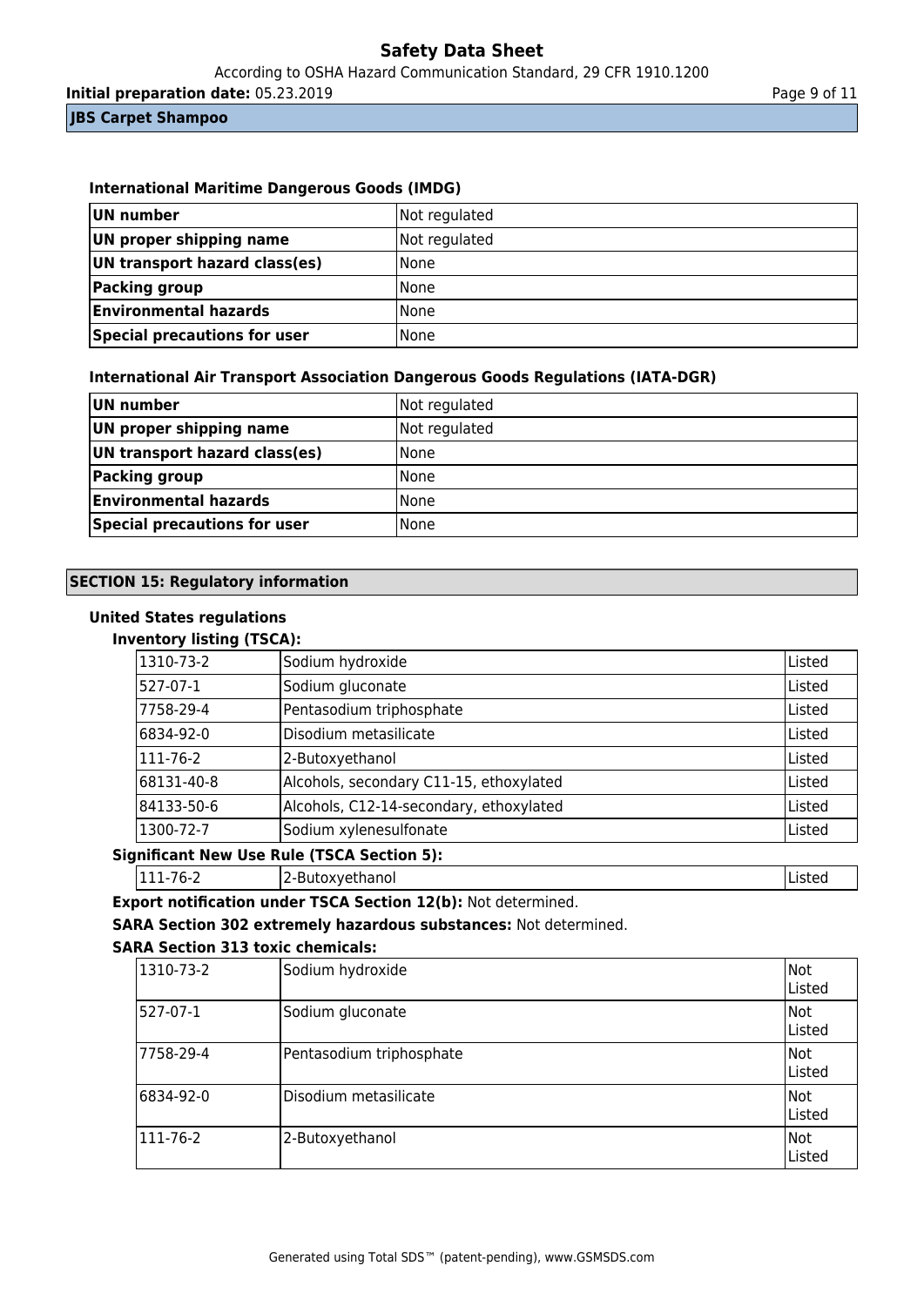### International Maritime Dangerous Goods (IMDG)

| | |
|---|---|
| **UN number** | Not regulated |
| **UN proper shipping name** | Not regulated |
| **UN transport hazard class(es)** | None |
| **Packing group** | None |
| **Environmental hazards** | None |
| **Special precautions for user** | None |

### International Air Transport Association Dangerous Goods Regulations (IATA-DGR)

| | |
|---|---|
| **UN number** | Not regulated |
| **UN proper shipping name** | Not regulated |
| **UN transport hazard class(es)** | None |
| **Packing group** | None |
| **Environmental hazards** | None |
| **Special precautions for user** | None |

## SECTION 15: Regulatory information

### United States regulations

**Inventory listing (TSCA):**

| | | |
|---|---|---|
| 1310-73-2 | Sodium hydroxide | Listed |
| 527-07-1 | Sodium gluconate | Listed |
| 7758-29-4 | Pentasodium triphosphate | Listed |
| 6834-92-0 | Disodium metasilicate | Listed |
| 111-76-2 | 2-Butoxyethanol | Listed |
| 68131-40-8 | Alcohols, secondary C11-15, ethoxylated | Listed |
| 84133-50-6 | Alcohols, C12-14-secondary, ethoxylated | Listed |
| 1300-72-7 | Sodium xylenesulfonate | Listed |

**Significant New Use Rule (TSCA Section 5):**

| | | |
|---|---|---|
| 111-76-2 | 2-Butoxyethanol | Listed |

**Export notification under TSCA Section 12(b):** Not determined.

**SARA Section 302 extremely hazardous substances:** Not determined.

**SARA Section 313 toxic chemicals:**

| | | |
|---|---|---|
| 1310-73-2 | Sodium hydroxide | Not Listed |
| 527-07-1 | Sodium gluconate | Not Listed |
| 7758-29-4 | Pentasodium triphosphate | Not Listed |
| 6834-92-0 | Disodium metasilicate | Not Listed |
| 111-76-2 | 2-Butoxyethanol | Not Listed |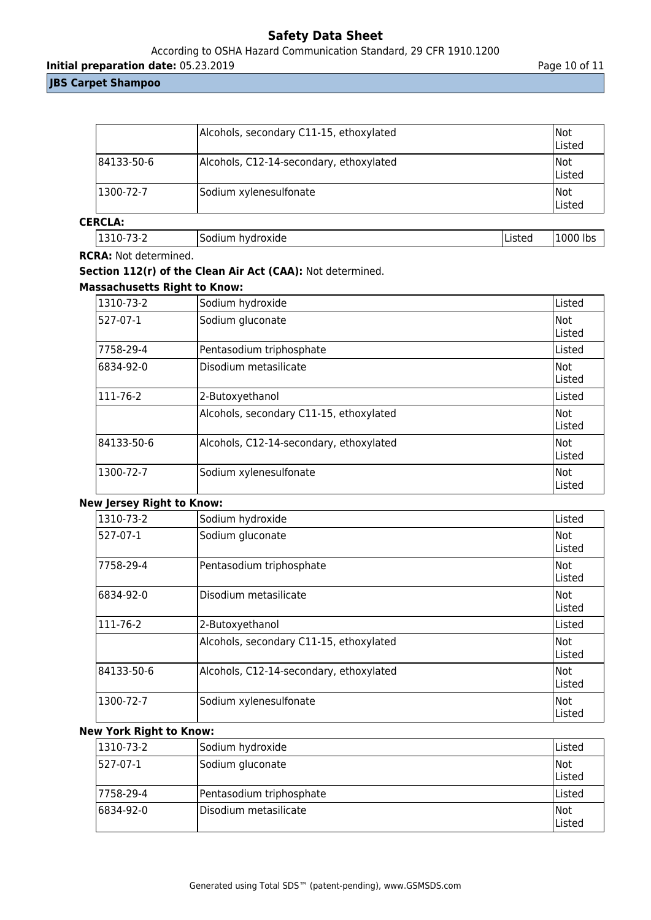|  | Alcohols, secondary C11-15, ethoxylated | Not Listed |
|---|---|---|
| 84133-50-6 | Alcohols, C12-14-secondary, ethoxylated | Not Listed |
| 1300-72-7 | Sodium xylenesulfonate | Not Listed |

**CERCLA:**

| 1310-73-2 | Sodium hydroxide | Listed | 1000 lbs |
|---|---|---|---|

**RCRA:** Not determined.

**Section 112(r) of the Clean Air Act (CAA):** Not determined.

**Massachusetts Right to Know:**

| 1310-73-2 | Sodium hydroxide | Listed |
|---|---|---|
| 527-07-1 | Sodium gluconate | Not Listed |
| 7758-29-4 | Pentasodium triphosphate | Listed |
| 6834-92-0 | Disodium metasilicate | Not Listed |
| 111-76-2 | 2-Butoxyethanol | Listed |
|  | Alcohols, secondary C11-15, ethoxylated | Not Listed |
| 84133-50-6 | Alcohols, C12-14-secondary, ethoxylated | Not Listed |
| 1300-72-7 | Sodium xylenesulfonate | Not Listed |

**New Jersey Right to Know:**

| 1310-73-2 | Sodium hydroxide | Listed |
|---|---|---|
| 527-07-1 | Sodium gluconate | Not Listed |
| 7758-29-4 | Pentasodium triphosphate | Not Listed |
| 6834-92-0 | Disodium metasilicate | Not Listed |
| 111-76-2 | 2-Butoxyethanol | Listed |
|  | Alcohols, secondary C11-15, ethoxylated | Not Listed |
| 84133-50-6 | Alcohols, C12-14-secondary, ethoxylated | Not Listed |
| 1300-72-7 | Sodium xylenesulfonate | Not Listed |

**New York Right to Know:**

| 1310-73-2 | Sodium hydroxide | Listed |
|---|---|---|
| 527-07-1 | Sodium gluconate | Not Listed |
| 7758-29-4 | Pentasodium triphosphate | Listed |
| 6834-92-0 | Disodium metasilicate | Not Listed |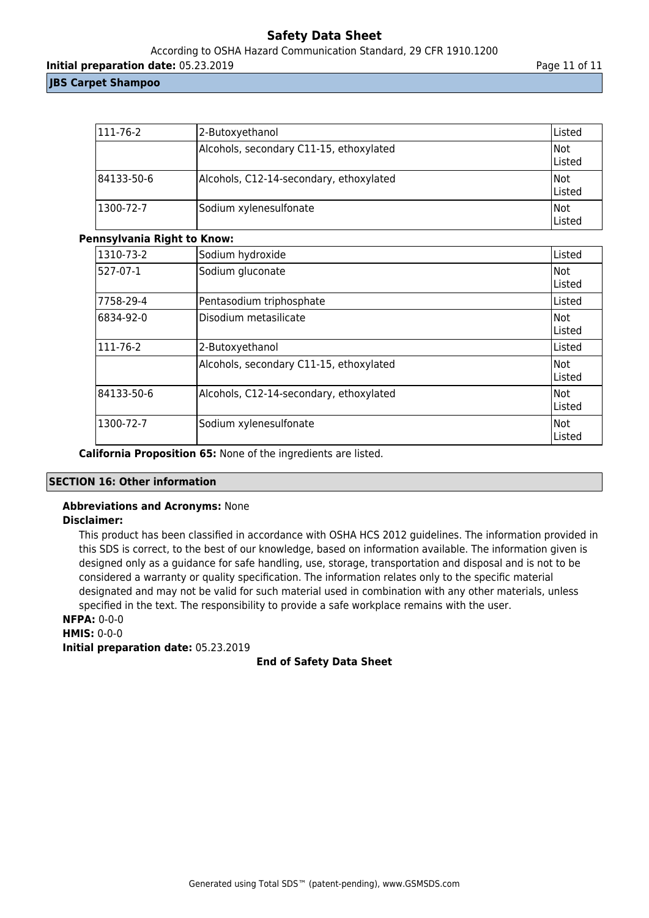| | | |
|---|---|---|
| 111-76-2 | 2-Butoxyethanol | Listed |
| | Alcohols, secondary C11-15, ethoxylated | Not Listed |
| 84133-50-6 | Alcohols, C12-14-secondary, ethoxylated | Not Listed |
| 1300-72-7 | Sodium xylenesulfonate | Not Listed |

**Pennsylvania Right to Know:**

| | | |
|---|---|---|
| 1310-73-2 | Sodium hydroxide | Listed |
| 527-07-1 | Sodium gluconate | Not Listed |
| 7758-29-4 | Pentasodium triphosphate | Listed |
| 6834-92-0 | Disodium metasilicate | Not Listed |
| 111-76-2 | 2-Butoxyethanol | Listed |
| | Alcohols, secondary C11-15, ethoxylated | Not Listed |
| 84133-50-6 | Alcohols, C12-14-secondary, ethoxylated | Not Listed |
| 1300-72-7 | Sodium xylenesulfonate | Not Listed |

**California Proposition 65:** None of the ingredients are listed.

## SECTION 16: Other information

**Abbreviations and Acronyms:** None

**Disclaimer:**

This product has been classified in accordance with OSHA HCS 2012 guidelines. The information provided in this SDS is correct, to the best of our knowledge, based on information available. The information given is designed only as a guidance for safe handling, use, storage, transportation and disposal and is not to be considered a warranty or quality specification. The information relates only to the specific material designated and may not be valid for such material used in combination with any other materials, unless specified in the text. The responsibility to provide a safe workplace remains with the user.

**NFPA:** 0-0-0

**HMIS:** 0-0-0

**Initial preparation date:** 05.23.2019

**End of Safety Data Sheet**